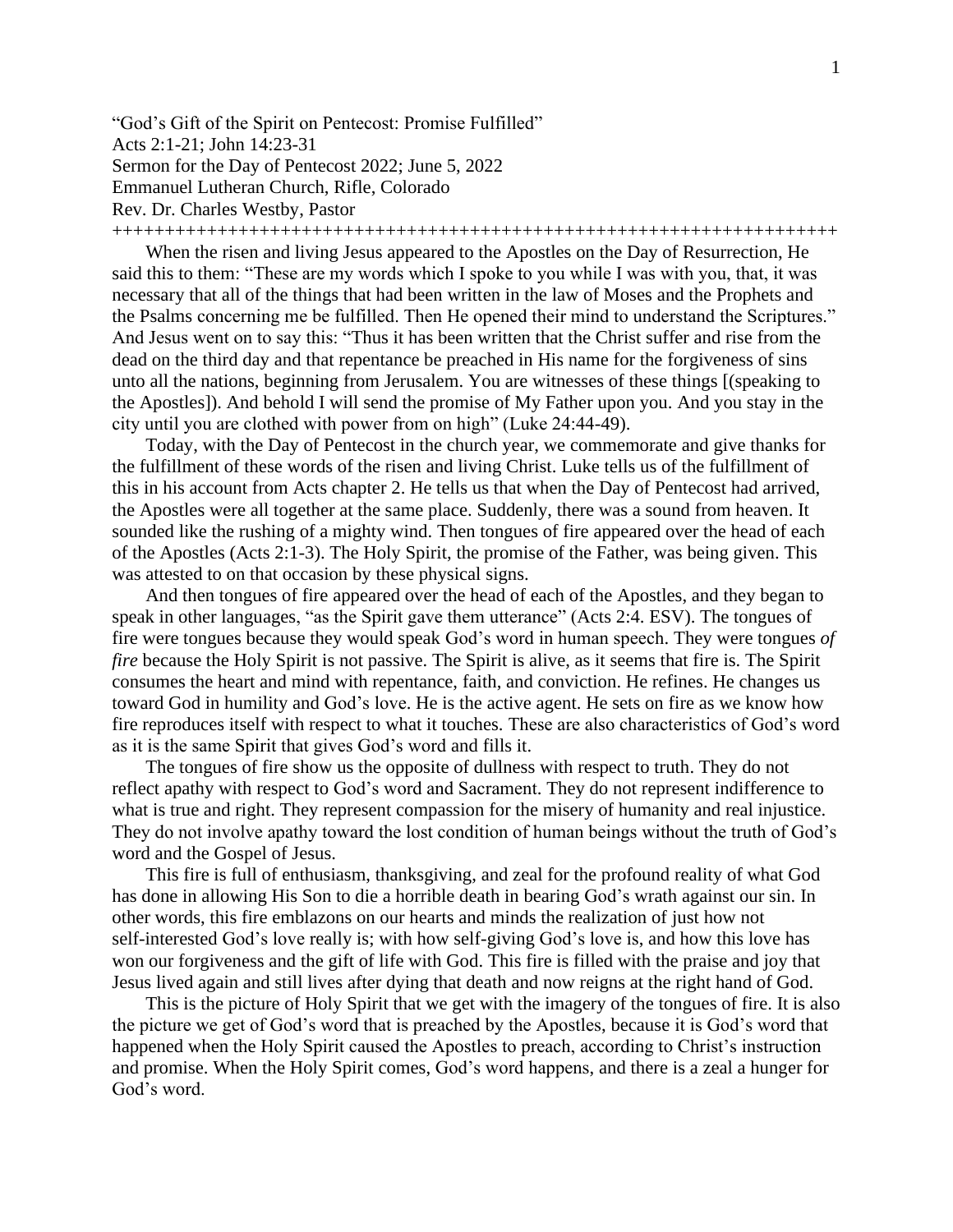"God's Gift of the Spirit on Pentecost: Promise Fulfilled"
Acts 2:1-21; John 14:23-31
Sermon for the Day of Pentecost 2022; June 5, 2022
Emmanuel Lutheran Church, Rifle, Colorado
Rev. Dr. Charles Westby, Pastor

++++++++++++++++++++++++++++++++++++++++++++++++++++++++++++++++++++++++

When the risen and living Jesus appeared to the Apostles on the Day of Resurrection, He said this to them: "These are my words which I spoke to you while I was with you, that, it was necessary that all of the things that had been written in the law of Moses and the Prophets and the Psalms concerning me be fulfilled. Then He opened their mind to understand the Scriptures." And Jesus went on to say this: "Thus it has been written that the Christ suffer and rise from the dead on the third day and that repentance be preached in His name for the forgiveness of sins unto all the nations, beginning from Jerusalem. You are witnesses of these things [(speaking to the Apostles]). And behold I will send the promise of My Father upon you. And you stay in the city until you are clothed with power from on high" (Luke 24:44-49).

Today, with the Day of Pentecost in the church year, we commemorate and give thanks for the fulfillment of these words of the risen and living Christ. Luke tells us of the fulfillment of this in his account from Acts chapter 2. He tells us that when the Day of Pentecost had arrived, the Apostles were all together at the same place. Suddenly, there was a sound from heaven. It sounded like the rushing of a mighty wind. Then tongues of fire appeared over the head of each of the Apostles (Acts 2:1-3). The Holy Spirit, the promise of the Father, was being given. This was attested to on that occasion by these physical signs.

And then tongues of fire appeared over the head of each of the Apostles, and they began to speak in other languages, "as the Spirit gave them utterance" (Acts 2:4. ESV). The tongues of fire were tongues because they would speak God's word in human speech. They were tongues *of fire* because the Holy Spirit is not passive. The Spirit is alive, as it seems that fire is. The Spirit consumes the heart and mind with repentance, faith, and conviction. He refines. He changes us toward God in humility and God's love. He is the active agent. He sets on fire as we know how fire reproduces itself with respect to what it touches. These are also characteristics of God's word as it is the same Spirit that gives God's word and fills it.

The tongues of fire show us the opposite of dullness with respect to truth. They do not reflect apathy with respect to God's word and Sacrament. They do not represent indifference to what is true and right. They represent compassion for the misery of humanity and real injustice. They do not involve apathy toward the lost condition of human beings without the truth of God's word and the Gospel of Jesus.

This fire is full of enthusiasm, thanksgiving, and zeal for the profound reality of what God has done in allowing His Son to die a horrible death in bearing God's wrath against our sin. In other words, this fire emblazons on our hearts and minds the realization of just how not self-interested God's love really is; with how self-giving God's love is, and how this love has won our forgiveness and the gift of life with God. This fire is filled with the praise and joy that Jesus lived again and still lives after dying that death and now reigns at the right hand of God.

This is the picture of Holy Spirit that we get with the imagery of the tongues of fire. It is also the picture we get of God's word that is preached by the Apostles, because it is God's word that happened when the Holy Spirit caused the Apostles to preach, according to Christ's instruction and promise. When the Holy Spirit comes, God's word happens, and there is a zeal a hunger for God's word.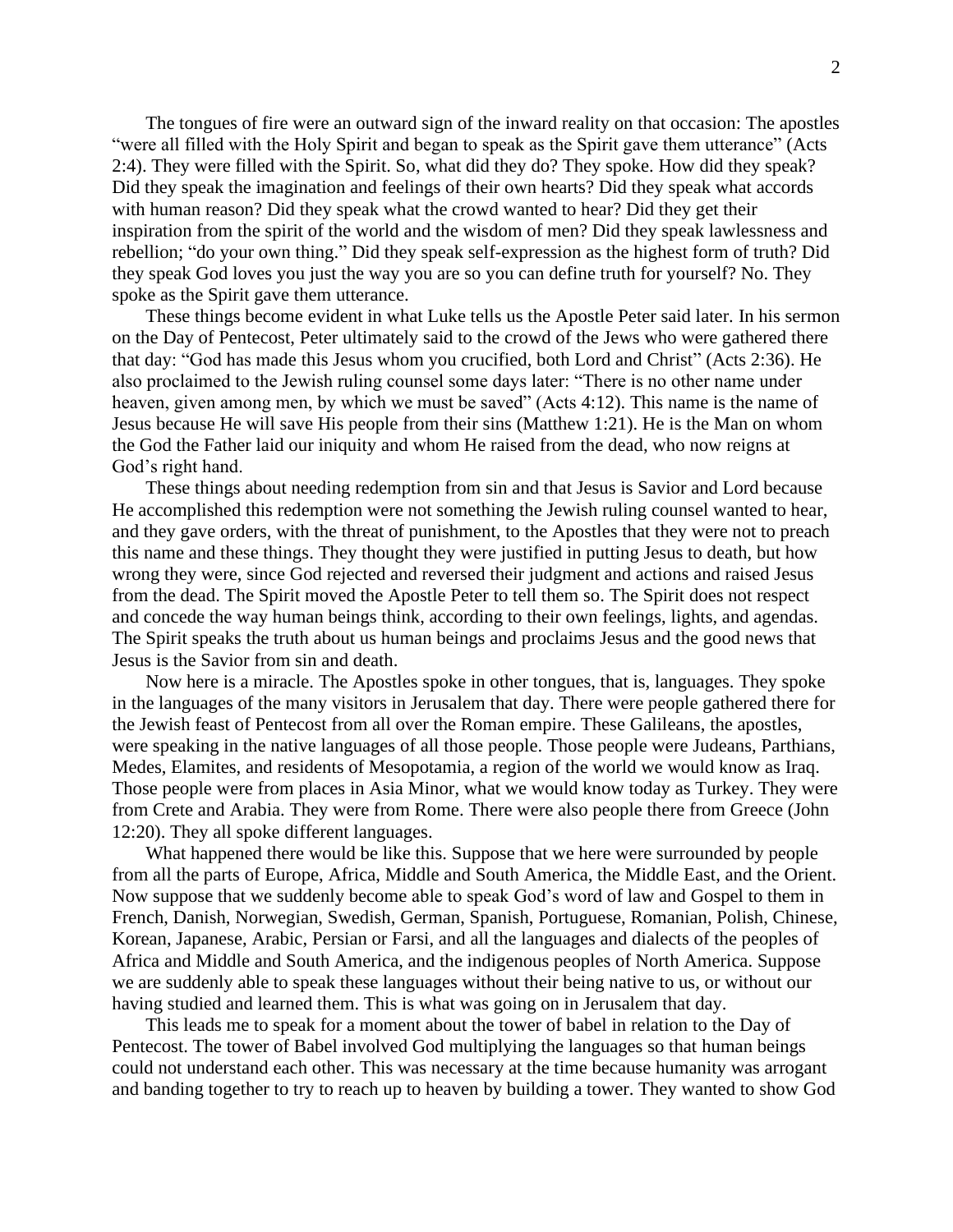The tongues of fire were an outward sign of the inward reality on that occasion: The apostles "were all filled with the Holy Spirit and began to speak as the Spirit gave them utterance" (Acts 2:4). They were filled with the Spirit. So, what did they do? They spoke. How did they speak? Did they speak the imagination and feelings of their own hearts? Did they speak what accords with human reason? Did they speak what the crowd wanted to hear? Did they get their inspiration from the spirit of the world and the wisdom of men? Did they speak lawlessness and rebellion; "do your own thing." Did they speak self-expression as the highest form of truth? Did they speak God loves you just the way you are so you can define truth for yourself? No. They spoke as the Spirit gave them utterance.

These things become evident in what Luke tells us the Apostle Peter said later. In his sermon on the Day of Pentecost, Peter ultimately said to the crowd of the Jews who were gathered there that day: "God has made this Jesus whom you crucified, both Lord and Christ" (Acts 2:36). He also proclaimed to the Jewish ruling counsel some days later: "There is no other name under heaven, given among men, by which we must be saved" (Acts 4:12). This name is the name of Jesus because He will save His people from their sins (Matthew 1:21). He is the Man on whom the God the Father laid our iniquity and whom He raised from the dead, who now reigns at God's right hand.

These things about needing redemption from sin and that Jesus is Savior and Lord because He accomplished this redemption were not something the Jewish ruling counsel wanted to hear, and they gave orders, with the threat of punishment, to the Apostles that they were not to preach this name and these things. They thought they were justified in putting Jesus to death, but how wrong they were, since God rejected and reversed their judgment and actions and raised Jesus from the dead. The Spirit moved the Apostle Peter to tell them so. The Spirit does not respect and concede the way human beings think, according to their own feelings, lights, and agendas. The Spirit speaks the truth about us human beings and proclaims Jesus and the good news that Jesus is the Savior from sin and death.

Now here is a miracle. The Apostles spoke in other tongues, that is, languages. They spoke in the languages of the many visitors in Jerusalem that day. There were people gathered there for the Jewish feast of Pentecost from all over the Roman empire. These Galileans, the apostles, were speaking in the native languages of all those people. Those people were Judeans, Parthians, Medes, Elamites, and residents of Mesopotamia, a region of the world we would know as Iraq. Those people were from places in Asia Minor, what we would know today as Turkey. They were from Crete and Arabia. They were from Rome. There were also people there from Greece (John 12:20). They all spoke different languages.

What happened there would be like this. Suppose that we here were surrounded by people from all the parts of Europe, Africa, Middle and South America, the Middle East, and the Orient. Now suppose that we suddenly become able to speak God's word of law and Gospel to them in French, Danish, Norwegian, Swedish, German, Spanish, Portuguese, Romanian, Polish, Chinese, Korean, Japanese, Arabic, Persian or Farsi, and all the languages and dialects of the peoples of Africa and Middle and South America, and the indigenous peoples of North America. Suppose we are suddenly able to speak these languages without their being native to us, or without our having studied and learned them. This is what was going on in Jerusalem that day.

This leads me to speak for a moment about the tower of babel in relation to the Day of Pentecost. The tower of Babel involved God multiplying the languages so that human beings could not understand each other. This was necessary at the time because humanity was arrogant and banding together to try to reach up to heaven by building a tower. They wanted to show God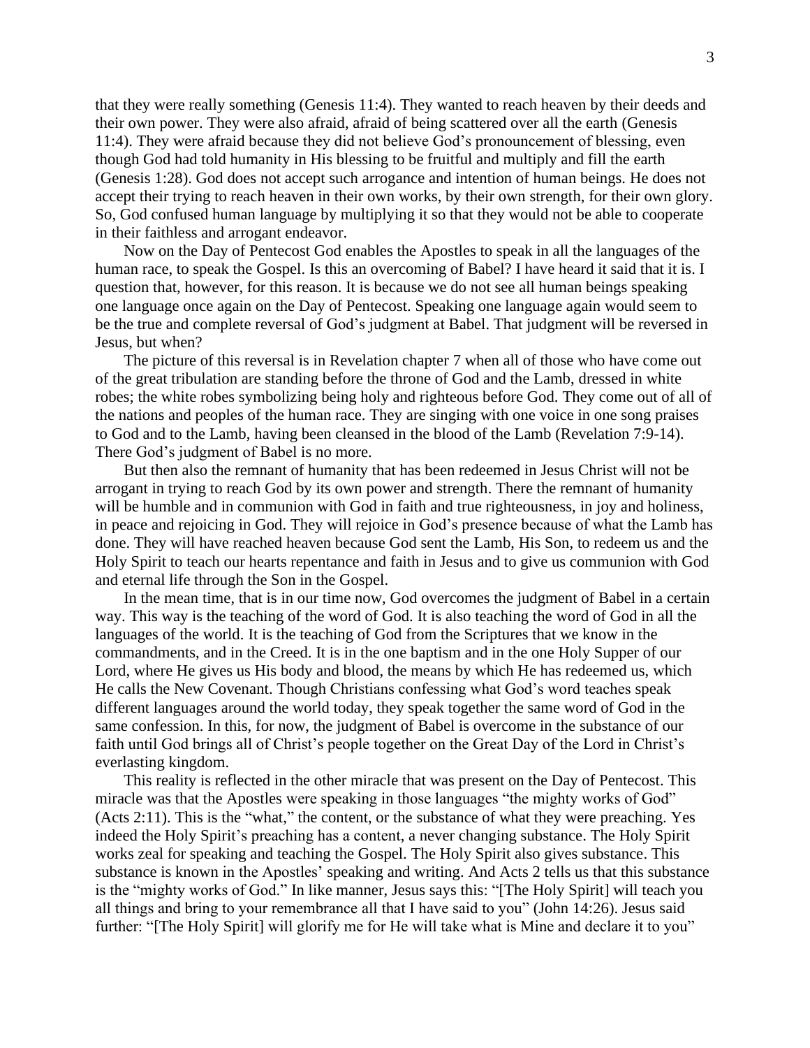that they were really something (Genesis 11:4). They wanted to reach heaven by their deeds and their own power. They were also afraid, afraid of being scattered over all the earth (Genesis 11:4). They were afraid because they did not believe God's pronouncement of blessing, even though God had told humanity in His blessing to be fruitful and multiply and fill the earth (Genesis 1:28). God does not accept such arrogance and intention of human beings. He does not accept their trying to reach heaven in their own works, by their own strength, for their own glory. So, God confused human language by multiplying it so that they would not be able to cooperate in their faithless and arrogant endeavor.

Now on the Day of Pentecost God enables the Apostles to speak in all the languages of the human race, to speak the Gospel. Is this an overcoming of Babel? I have heard it said that it is. I question that, however, for this reason. It is because we do not see all human beings speaking one language once again on the Day of Pentecost. Speaking one language again would seem to be the true and complete reversal of God's judgment at Babel. That judgment will be reversed in Jesus, but when?

The picture of this reversal is in Revelation chapter 7 when all of those who have come out of the great tribulation are standing before the throne of God and the Lamb, dressed in white robes; the white robes symbolizing being holy and righteous before God. They come out of all of the nations and peoples of the human race. They are singing with one voice in one song praises to God and to the Lamb, having been cleansed in the blood of the Lamb (Revelation 7:9-14). There God's judgment of Babel is no more.

But then also the remnant of humanity that has been redeemed in Jesus Christ will not be arrogant in trying to reach God by its own power and strength. There the remnant of humanity will be humble and in communion with God in faith and true righteousness, in joy and holiness, in peace and rejoicing in God. They will rejoice in God's presence because of what the Lamb has done. They will have reached heaven because God sent the Lamb, His Son, to redeem us and the Holy Spirit to teach our hearts repentance and faith in Jesus and to give us communion with God and eternal life through the Son in the Gospel.

In the mean time, that is in our time now, God overcomes the judgment of Babel in a certain way. This way is the teaching of the word of God. It is also teaching the word of God in all the languages of the world. It is the teaching of God from the Scriptures that we know in the commandments, and in the Creed. It is in the one baptism and in the one Holy Supper of our Lord, where He gives us His body and blood, the means by which He has redeemed us, which He calls the New Covenant. Though Christians confessing what God's word teaches speak different languages around the world today, they speak together the same word of God in the same confession. In this, for now, the judgment of Babel is overcome in the substance of our faith until God brings all of Christ's people together on the Great Day of the Lord in Christ's everlasting kingdom.

This reality is reflected in the other miracle that was present on the Day of Pentecost. This miracle was that the Apostles were speaking in those languages "the mighty works of God" (Acts 2:11). This is the "what," the content, or the substance of what they were preaching. Yes indeed the Holy Spirit's preaching has a content, a never changing substance. The Holy Spirit works zeal for speaking and teaching the Gospel. The Holy Spirit also gives substance. This substance is known in the Apostles' speaking and writing. And Acts 2 tells us that this substance is the "mighty works of God." In like manner, Jesus says this: "[The Holy Spirit] will teach you all things and bring to your remembrance all that I have said to you" (John 14:26). Jesus said further: "[The Holy Spirit] will glorify me for He will take what is Mine and declare it to you"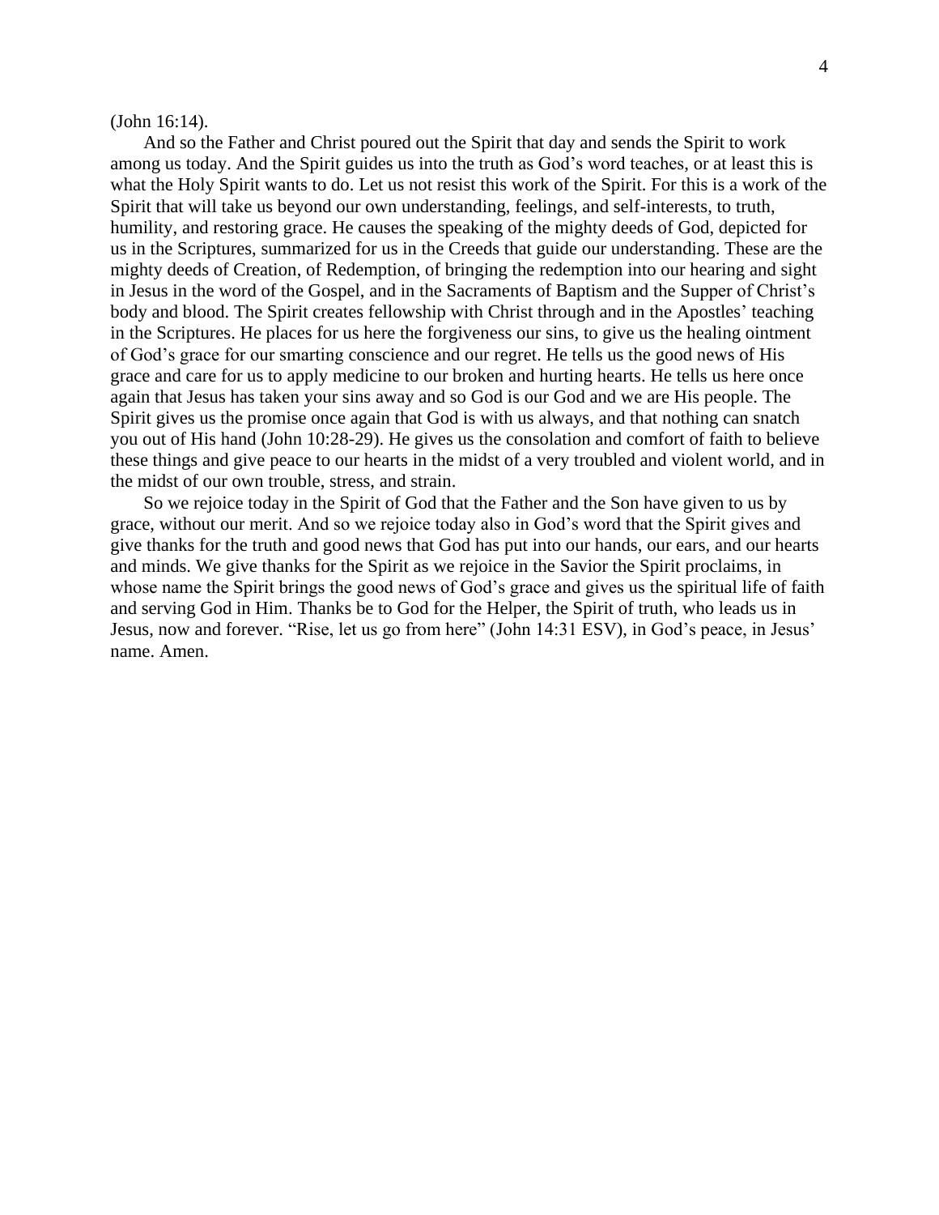(John 16:14).

And so the Father and Christ poured out the Spirit that day and sends the Spirit to work among us today. And the Spirit guides us into the truth as God's word teaches, or at least this is what the Holy Spirit wants to do. Let us not resist this work of the Spirit. For this is a work of the Spirit that will take us beyond our own understanding, feelings, and self-interests, to truth, humility, and restoring grace. He causes the speaking of the mighty deeds of God, depicted for us in the Scriptures, summarized for us in the Creeds that guide our understanding. These are the mighty deeds of Creation, of Redemption, of bringing the redemption into our hearing and sight in Jesus in the word of the Gospel, and in the Sacraments of Baptism and the Supper of Christ's body and blood. The Spirit creates fellowship with Christ through and in the Apostles' teaching in the Scriptures. He places for us here the forgiveness our sins, to give us the healing ointment of God's grace for our smarting conscience and our regret. He tells us the good news of His grace and care for us to apply medicine to our broken and hurting hearts. He tells us here once again that Jesus has taken your sins away and so God is our God and we are His people. The Spirit gives us the promise once again that God is with us always, and that nothing can snatch you out of His hand (John 10:28-29). He gives us the consolation and comfort of faith to believe these things and give peace to our hearts in the midst of a very troubled and violent world, and in the midst of our own trouble, stress, and strain.

So we rejoice today in the Spirit of God that the Father and the Son have given to us by grace, without our merit. And so we rejoice today also in God's word that the Spirit gives and give thanks for the truth and good news that God has put into our hands, our ears, and our hearts and minds. We give thanks for the Spirit as we rejoice in the Savior the Spirit proclaims, in whose name the Spirit brings the good news of God's grace and gives us the spiritual life of faith and serving God in Him. Thanks be to God for the Helper, the Spirit of truth, who leads us in Jesus, now and forever. "Rise, let us go from here" (John 14:31 ESV), in God's peace, in Jesus' name. Amen.